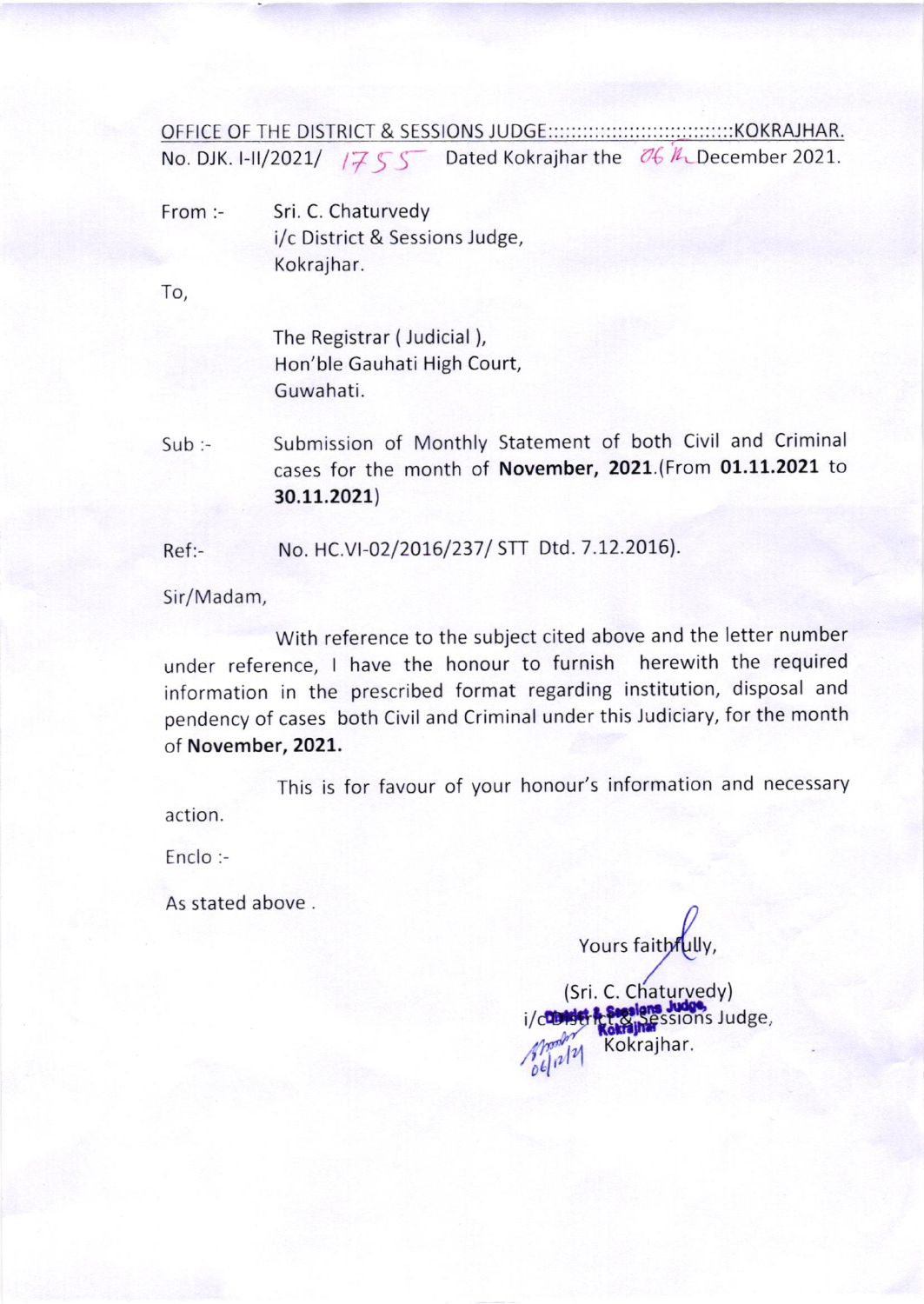OFFICE OF THE DISTRICT & SESSIONS JUDGE:::::::::::::::::::::::::::::::KOKRAJHAR.

No. DJK. I-II/2021/ 1755 Dated Kokrajhar the 06th December 2021.

From :- Sri. C. Chaturvedy
i/c District & Sessions Judge,
Kokrajhar.

To,

The Registrar ( Judicial ),
Hon'ble Gauhati High Court,
Guwahati.

Sub :- Submission of Monthly Statement of both Civil and Criminal cases for the month of **November, 2021**.(From **01.11.2021** to **30.11.2021**)

Ref:- No. HC.VI-02/2016/237/ STT Dtd. 7.12.2016).

Sir/Madam,

With reference to the subject cited above and the letter number under reference, I have the honour to furnish herewith the required information in the prescribed format regarding institution, disposal and pendency of cases both Civil and Criminal under this Judiciary, for the month of **November, 2021.**

This is for favour of your honour's information and necessary action.

Enclo :-

As stated above .

Yours faithfully,

(Sri. C. Chaturvedy)
i/c District & Sessions Judge,
Kokrajhar.

06/12/21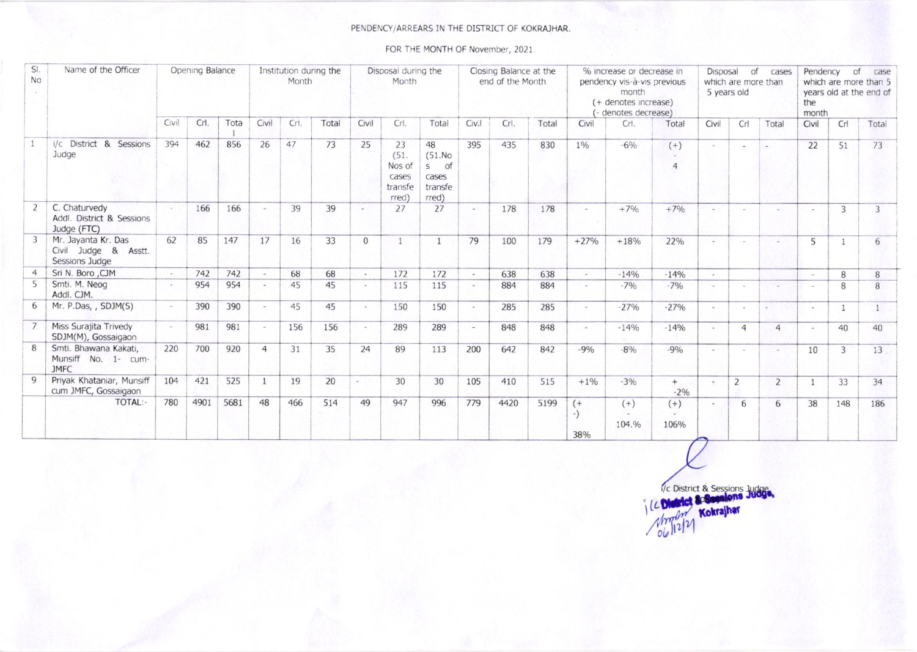PENDENCY/ARREARS IN THE DISTRICT OF KOKRAJHAR.

FOR THE MONTH OF November, 2021.

| Sl. No | Name of the Officer | Opening Balance | | | Institution during the Month | | | Disposal during the Month | | | Closing Balance at the end of the Month | | | % increase or decrease in pendency vis-à-vis previous month (+ denotes increase) (- denotes decrease) | | | Disposal of cases which are more than 5 years old | | | Pendency of case which are more than 5 years old at the end of the month | | |
|---|---|---|---|---|---|---|---|---|---|---|---|---|---|---|---|---|---|---|---|---|---|---|
| | | Civil | Crl. | Total | Civil | Crl. | Total | Civil | Crl. | Total | Civil | Crl. | Total | Civil | Crl. | Total | Civil | Crl | Total | Civil | Crl | Total |
| 1 | i/c District & Sessions Judge | 394 | 462 | 856 | 26 | 47 | 73 | 25 | 23 (51. Nos of cases transferred) | 48 (51.Nos of cases transferred) | 395 | 435 | 830 | 1% | -6% | (+) - 4 | - | - | - | 22 | 51 | 73 |
| 2 | C. Chaturvedy Addl. District & Sessions Judge (FTC) | - | 166 | 166 | - | 39 | 39 | - | 27 | 27 | - | 178 | 178 | - | +7% | +7% | - | - | - | - | 3 | 3 |
| 3 | Mr. Jayanta Kr. Das Civil Judge & Asstt. Sessions Judge | 62 | 85 | 147 | 17 | 16 | 33 | 0 | 1 | 1 | 79 | 100 | 179 | +27% | +18% | 22% | - | - | - | 5 | 1 | 6 |
| 4 | Sri N. Boro ,CJM | - | 742 | 742 | - | 68 | 68 | - | 172 | 172 | - | 638 | 638 | - | -14% | -14% | - | | | - | 8 | 8 |
| 5 | Smti. M. Neog Addl. CJM. | - | 954 | 954 | - | 45 | 45 | - | 115 | 115 | - | 884 | 884 | - | -7% | -7% | - | - | - | - | 8 | 8 |
| 6 | Mr. P.Das, , SDJM(S) | - | 390 | 390 | - | 45 | 45 | - | 150 | 150 | - | 285 | 285 | - | -27% | -27% | - | - | - | - | 1 | 1 |
| 7 | Miss Surajita Trivedy SDJM(M), Gossaigaon | - | 981 | 981 | - | 156 | 156 | - | 289 | 289 | - | 848 | 848 | - | -14% | -14% | - | 4 | 4 | - | 40 | 40 |
| 8 | Smti. Bhawana Kakati, Munsiff No. 1- cum-JMFC | 220 | 700 | 920 | 4 | 31 | 35 | 24 | 89 | 113 | 200 | 642 | 842 | -9% | -8% | -9% | - | - | - | 10 | 3 | 13 |
| 9 | Priyak Khataniar, Munsiff cum JMFC, Gossaigaon | 104 | 421 | 525 | 1 | 19 | 20 | - | 30 | 30 | 105 | 410 | 515 | +1% | -3% | + -2% | - | 2 | 2 | 1 | 33 | 34 |
| | TOTAL:- | 780 | 4901 | 5681 | 48 | 466 | 514 | 49 | 947 | 996 | 779 | 4420 | 5199 | (+ -) 38% | (+) - 104.% | (+) - 106% | - | 6 | 6 | 38 | 148 | 186 |

i/c District & Sessions Judge

i/c District & Sessions Judge, Kokrajhar

06/12/21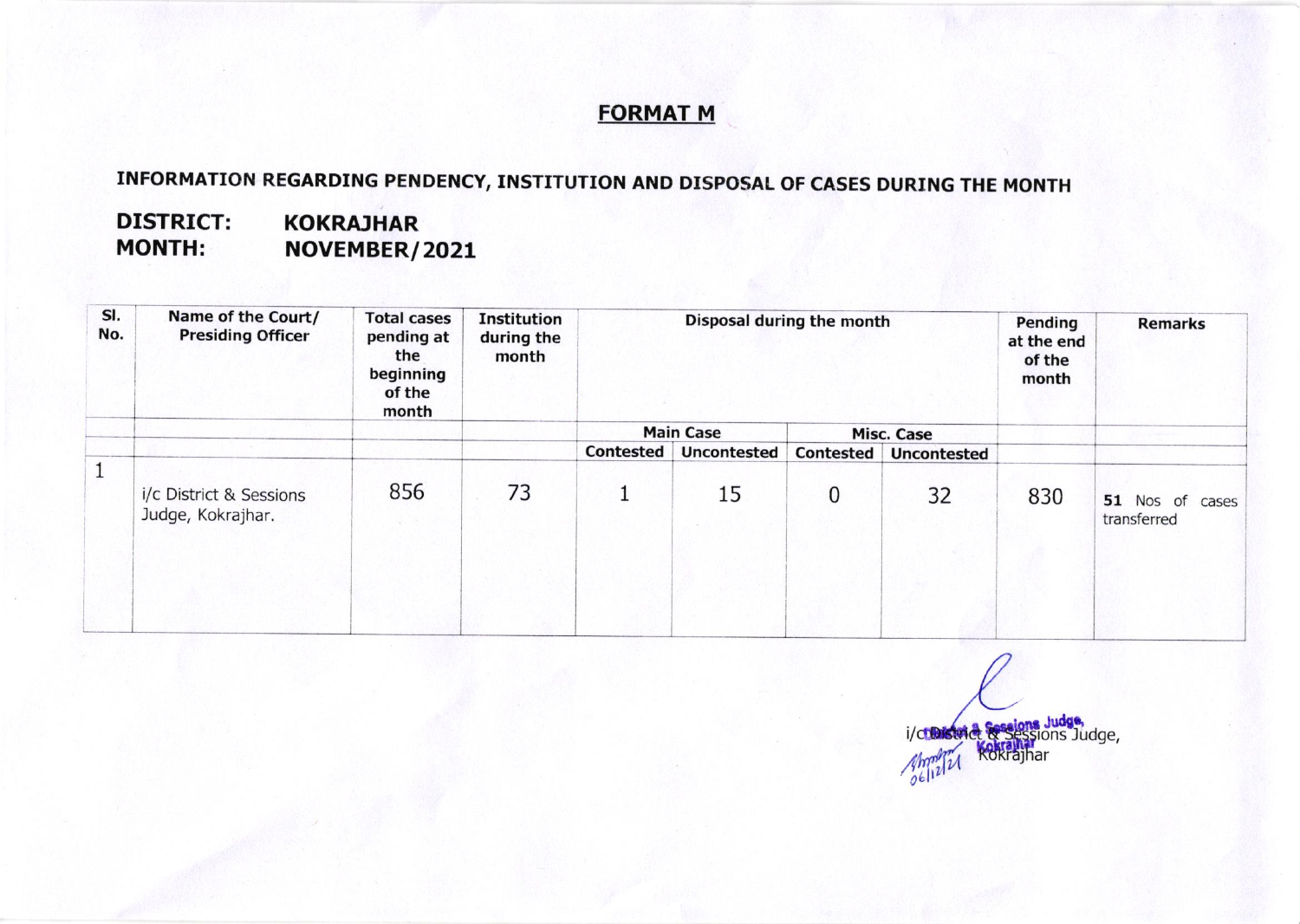# FORMAT M

**INFORMATION REGARDING PENDENCY, INSTITUTION AND DISPOSAL OF CASES DURING THE MONTH**

**DISTRICT: KOKRAJHAR**
**MONTH: NOVEMBER/2021**

| Sl. No. | Name of the Court/ Presiding Officer | Total cases pending at the beginning of the month | Institution during the month | Disposal during the month | | | | Pending at the end of the month | Remarks |
|---|---|---|---|---|---|---|---|---|---|
| | | | | Main Case | | Misc. Case | | | |
| | | | | Contested | Uncontested | Contested | Uncontested | | |
| 1 | i/c District & Sessions Judge, Kokrajhar. | 856 | 73 | 1 | 15 | 0 | 32 | 830 | **51** Nos of cases transferred |

i/c District & Sessions Judge,
Kokrajhar

06/12/21